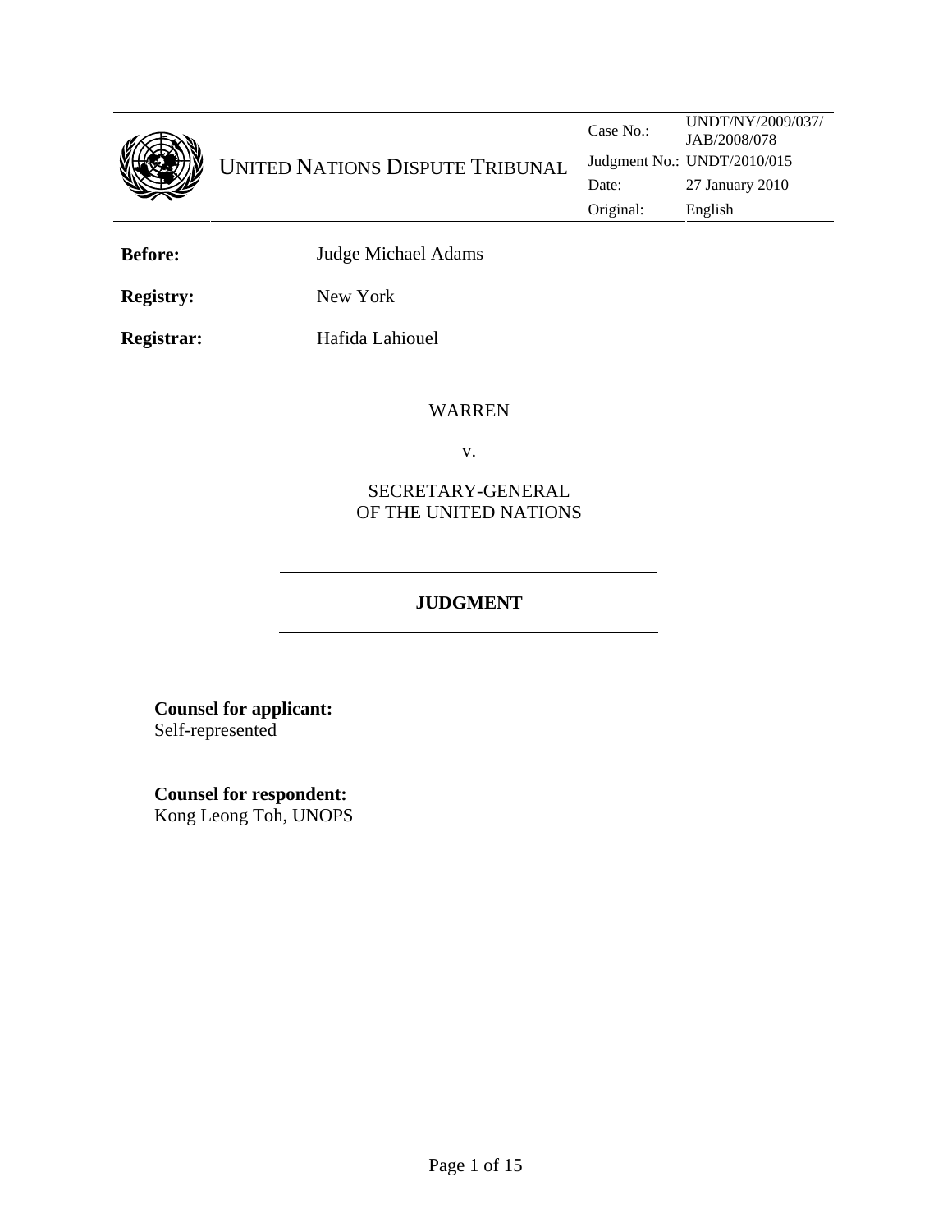UNITED NATIONS DISPUTE TRIBUNAL

| | |
|---|---|
| Case No.: | UNDT/NY/2009/037/ JAB/2008/078 |
| Judgment No.: | UNDT/2010/015 |
| Date: | 27 January 2010 |
| Original: | English |

**Before:** Judge Michael Adams

**Registry:** New York

**Registrar:** Hafida Lahiouel

WARREN

v.

SECRETARY-GENERAL OF THE UNITED NATIONS

# JUDGMENT

**Counsel for applicant:**
Self-represented

**Counsel for respondent:**
Kong Leong Toh, UNOPS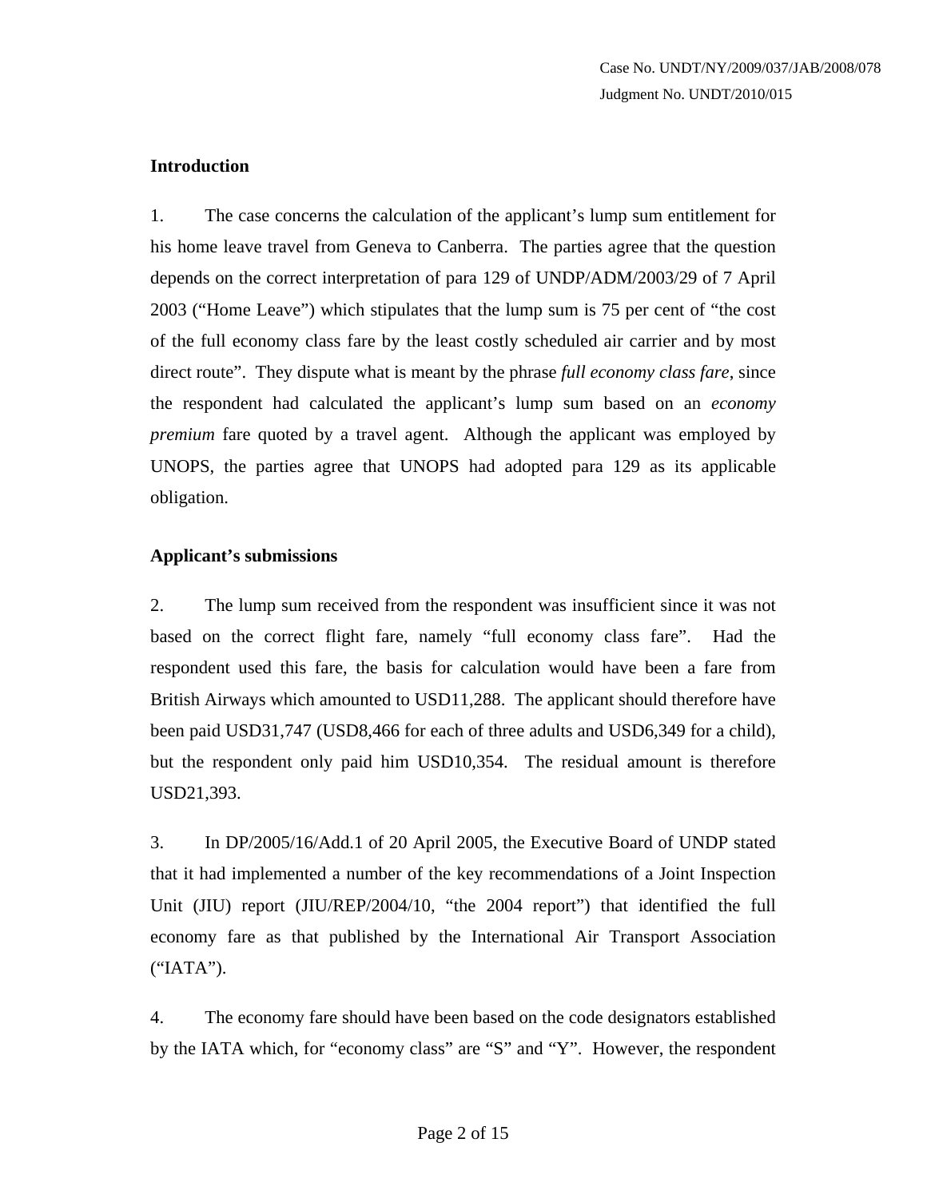## Introduction

1. The case concerns the calculation of the applicant's lump sum entitlement for his home leave travel from Geneva to Canberra. The parties agree that the question depends on the correct interpretation of para 129 of UNDP/ADM/2003/29 of 7 April 2003 ("Home Leave") which stipulates that the lump sum is 75 per cent of "the cost of the full economy class fare by the least costly scheduled air carrier and by most direct route". They dispute what is meant by the phrase *full economy class fare*, since the respondent had calculated the applicant's lump sum based on an *economy premium* fare quoted by a travel agent. Although the applicant was employed by UNOPS, the parties agree that UNOPS had adopted para 129 as its applicable obligation.

## Applicant's submissions

2. The lump sum received from the respondent was insufficient since it was not based on the correct flight fare, namely "full economy class fare". Had the respondent used this fare, the basis for calculation would have been a fare from British Airways which amounted to USD11,288. The applicant should therefore have been paid USD31,747 (USD8,466 for each of three adults and USD6,349 for a child), but the respondent only paid him USD10,354. The residual amount is therefore USD21,393.

3. In DP/2005/16/Add.1 of 20 April 2005, the Executive Board of UNDP stated that it had implemented a number of the key recommendations of a Joint Inspection Unit (JIU) report (JIU/REP/2004/10, "the 2004 report") that identified the full economy fare as that published by the International Air Transport Association ("IATA").

4. The economy fare should have been based on the code designators established by the IATA which, for "economy class" are "S" and "Y". However, the respondent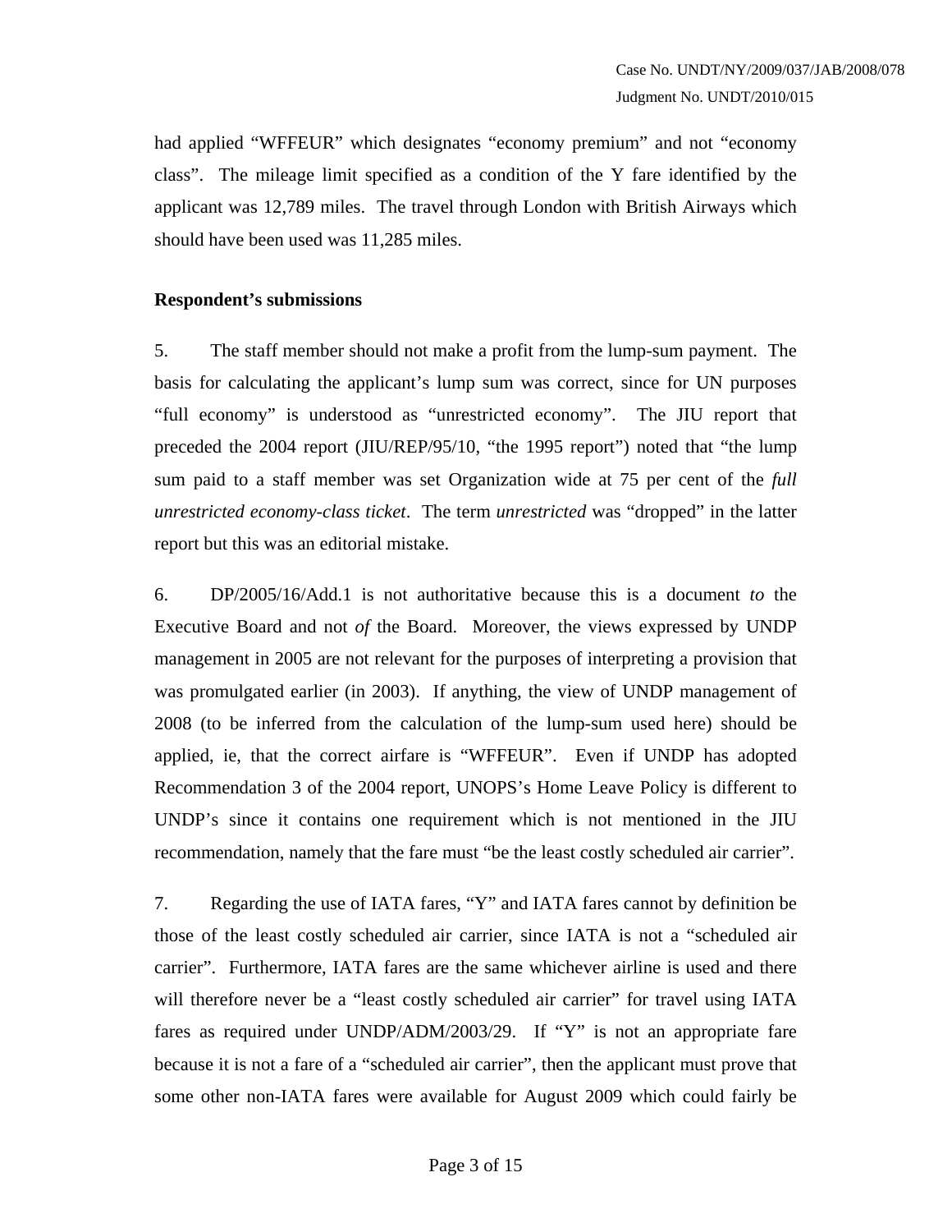had applied "WFFEUR" which designates "economy premium" and not "economy class". The mileage limit specified as a condition of the Y fare identified by the applicant was 12,789 miles. The travel through London with British Airways which should have been used was 11,285 miles.

**Respondent's submissions**

5. The staff member should not make a profit from the lump-sum payment. The basis for calculating the applicant's lump sum was correct, since for UN purposes "full economy" is understood as "unrestricted economy". The JIU report that preceded the 2004 report (JIU/REP/95/10, "the 1995 report") noted that "the lump sum paid to a staff member was set Organization wide at 75 per cent of the *full unrestricted economy-class ticket*. The term *unrestricted* was "dropped" in the latter report but this was an editorial mistake.

6. DP/2005/16/Add.1 is not authoritative because this is a document *to* the Executive Board and not *of* the Board. Moreover, the views expressed by UNDP management in 2005 are not relevant for the purposes of interpreting a provision that was promulgated earlier (in 2003). If anything, the view of UNDP management of 2008 (to be inferred from the calculation of the lump-sum used here) should be applied, ie, that the correct airfare is "WFFEUR". Even if UNDP has adopted Recommendation 3 of the 2004 report, UNOPS's Home Leave Policy is different to UNDP's since it contains one requirement which is not mentioned in the JIU recommendation, namely that the fare must "be the least costly scheduled air carrier".

7. Regarding the use of IATA fares, "Y" and IATA fares cannot by definition be those of the least costly scheduled air carrier, since IATA is not a "scheduled air carrier". Furthermore, IATA fares are the same whichever airline is used and there will therefore never be a "least costly scheduled air carrier" for travel using IATA fares as required under UNDP/ADM/2003/29. If "Y" is not an appropriate fare because it is not a fare of a "scheduled air carrier", then the applicant must prove that some other non-IATA fares were available for August 2009 which could fairly be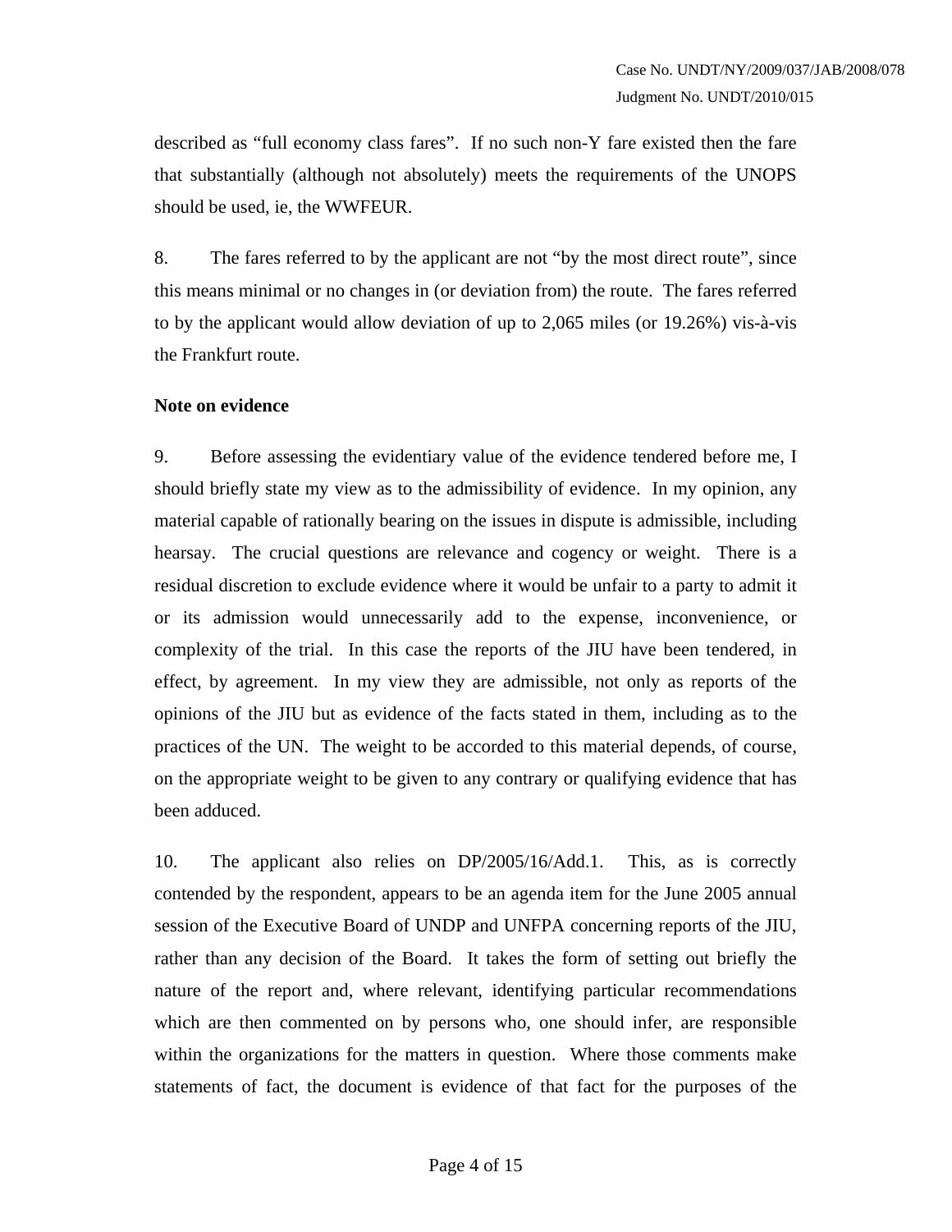described as "full economy class fares". If no such non-Y fare existed then the fare that substantially (although not absolutely) meets the requirements of the UNOPS should be used, ie, the WWFEUR.

8. The fares referred to by the applicant are not "by the most direct route", since this means minimal or no changes in (or deviation from) the route. The fares referred to by the applicant would allow deviation of up to 2,065 miles (or 19.26%) vis-à-vis the Frankfurt route.

**Note on evidence**

9. Before assessing the evidentiary value of the evidence tendered before me, I should briefly state my view as to the admissibility of evidence. In my opinion, any material capable of rationally bearing on the issues in dispute is admissible, including hearsay. The crucial questions are relevance and cogency or weight. There is a residual discretion to exclude evidence where it would be unfair to a party to admit it or its admission would unnecessarily add to the expense, inconvenience, or complexity of the trial. In this case the reports of the JIU have been tendered, in effect, by agreement. In my view they are admissible, not only as reports of the opinions of the JIU but as evidence of the facts stated in them, including as to the practices of the UN. The weight to be accorded to this material depends, of course, on the appropriate weight to be given to any contrary or qualifying evidence that has been adduced.

10. The applicant also relies on DP/2005/16/Add.1. This, as is correctly contended by the respondent, appears to be an agenda item for the June 2005 annual session of the Executive Board of UNDP and UNFPA concerning reports of the JIU, rather than any decision of the Board. It takes the form of setting out briefly the nature of the report and, where relevant, identifying particular recommendations which are then commented on by persons who, one should infer, are responsible within the organizations for the matters in question. Where those comments make statements of fact, the document is evidence of that fact for the purposes of the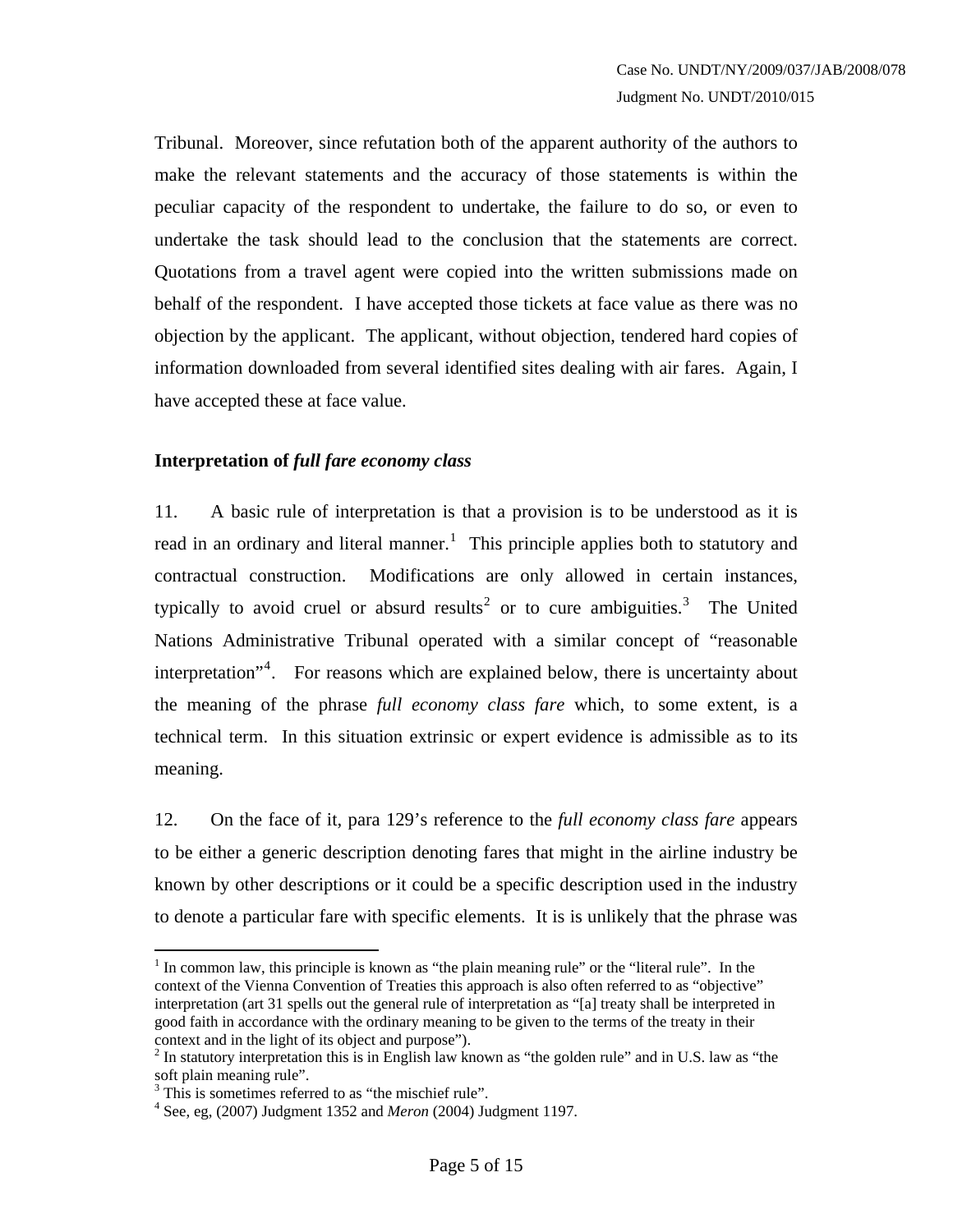Tribunal. Moreover, since refutation both of the apparent authority of the authors to make the relevant statements and the accuracy of those statements is within the peculiar capacity of the respondent to undertake, the failure to do so, or even to undertake the task should lead to the conclusion that the statements are correct. Quotations from a travel agent were copied into the written submissions made on behalf of the respondent. I have accepted those tickets at face value as there was no objection by the applicant. The applicant, without objection, tendered hard copies of information downloaded from several identified sites dealing with air fares. Again, I have accepted these at face value.

### Interpretation of *full fare economy class*

11. A basic rule of interpretation is that a provision is to be understood as it is read in an ordinary and literal manner.[1] This principle applies both to statutory and contractual construction. Modifications are only allowed in certain instances, typically to avoid cruel or absurd results[2] or to cure ambiguities.[3] The United Nations Administrative Tribunal operated with a similar concept of "reasonable interpretation"[4]. For reasons which are explained below, there is uncertainty about the meaning of the phrase *full economy class fare* which, to some extent, is a technical term. In this situation extrinsic or expert evidence is admissible as to its meaning.

12. On the face of it, para 129's reference to the *full economy class fare* appears to be either a generic description denoting fares that might in the airline industry be known by other descriptions or it could be a specific description used in the industry to denote a particular fare with specific elements. It is is unlikely that the phrase was

---

[1] In common law, this principle is known as "the plain meaning rule" or the "literal rule". In the context of the Vienna Convention of Treaties this approach is also often referred to as "objective" interpretation (art 31 spells out the general rule of interpretation as "[a] treaty shall be interpreted in good faith in accordance with the ordinary meaning to be given to the terms of the treaty in their context and in the light of its object and purpose").

[2] In statutory interpretation this is in English law known as "the golden rule" and in U.S. law as "the soft plain meaning rule".

[3] This is sometimes referred to as "the mischief rule".

[4] See, eg, (2007) Judgment 1352 and *Meron* (2004) Judgment 1197.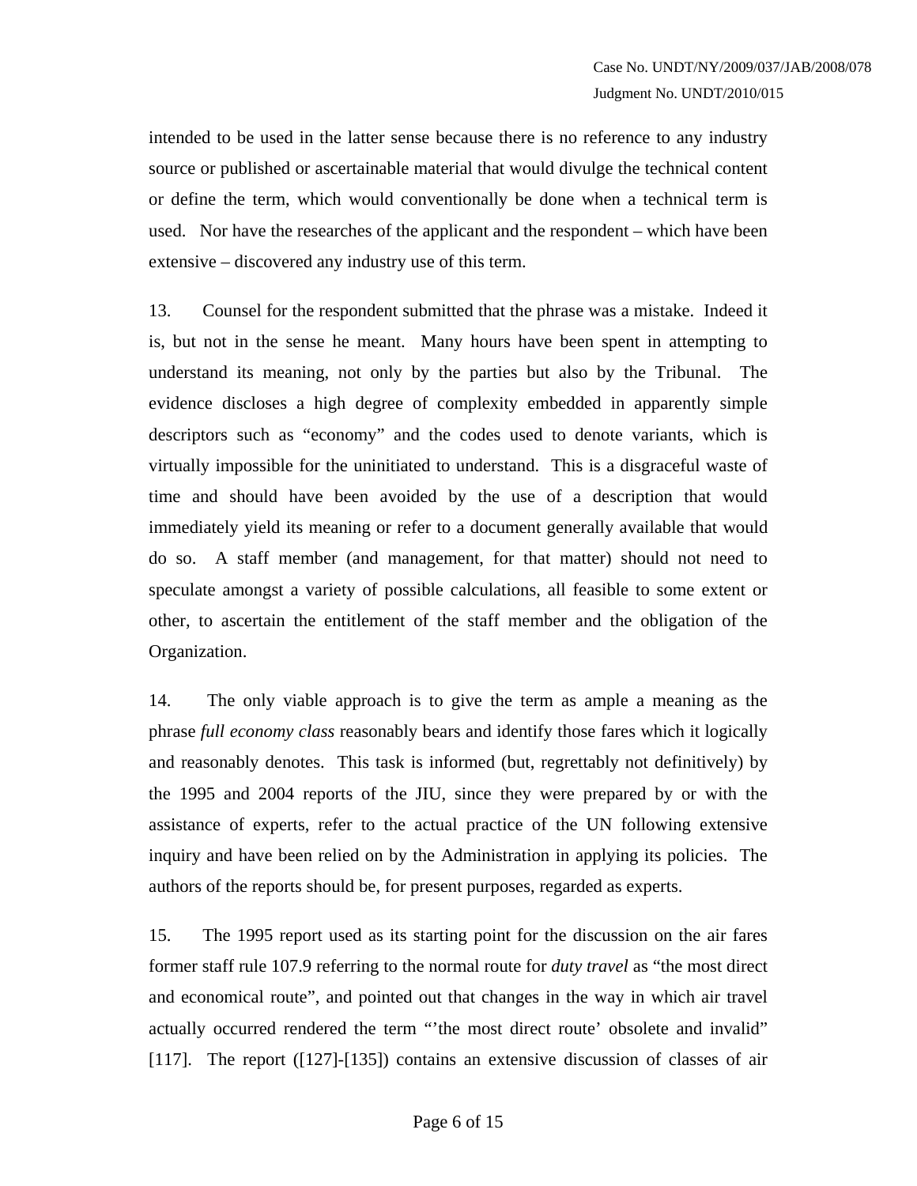intended to be used in the latter sense because there is no reference to any industry source or published or ascertainable material that would divulge the technical content or define the term, which would conventionally be done when a technical term is used. Nor have the researches of the applicant and the respondent – which have been extensive – discovered any industry use of this term.

13. Counsel for the respondent submitted that the phrase was a mistake. Indeed it is, but not in the sense he meant. Many hours have been spent in attempting to understand its meaning, not only by the parties but also by the Tribunal. The evidence discloses a high degree of complexity embedded in apparently simple descriptors such as "economy" and the codes used to denote variants, which is virtually impossible for the uninitiated to understand. This is a disgraceful waste of time and should have been avoided by the use of a description that would immediately yield its meaning or refer to a document generally available that would do so. A staff member (and management, for that matter) should not need to speculate amongst a variety of possible calculations, all feasible to some extent or other, to ascertain the entitlement of the staff member and the obligation of the Organization.

14. The only viable approach is to give the term as ample a meaning as the phrase *full economy class* reasonably bears and identify those fares which it logically and reasonably denotes. This task is informed (but, regrettably not definitively) by the 1995 and 2004 reports of the JIU, since they were prepared by or with the assistance of experts, refer to the actual practice of the UN following extensive inquiry and have been relied on by the Administration in applying its policies. The authors of the reports should be, for present purposes, regarded as experts.

15. The 1995 report used as its starting point for the discussion on the air fares former staff rule 107.9 referring to the normal route for *duty travel* as "the most direct and economical route", and pointed out that changes in the way in which air travel actually occurred rendered the term "'the most direct route' obsolete and invalid" [117]. The report ([127]-[135]) contains an extensive discussion of classes of air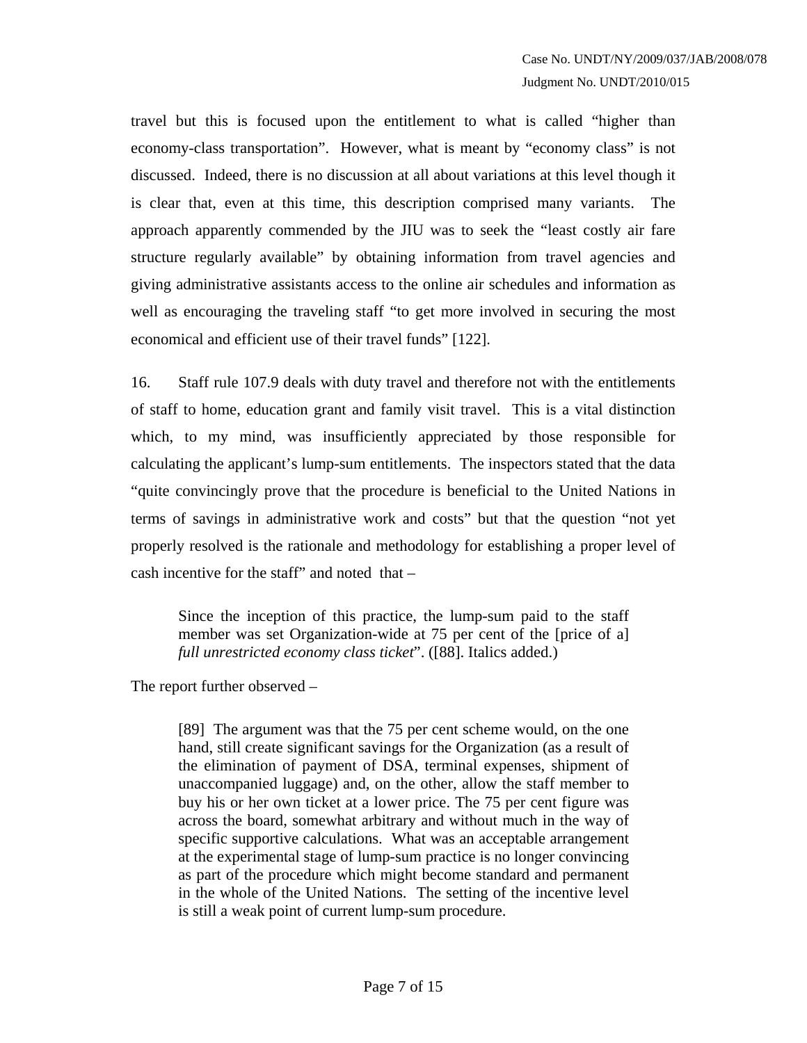travel but this is focused upon the entitlement to what is called "higher than economy-class transportation". However, what is meant by "economy class" is not discussed. Indeed, there is no discussion at all about variations at this level though it is clear that, even at this time, this description comprised many variants. The approach apparently commended by the JIU was to seek the "least costly air fare structure regularly available" by obtaining information from travel agencies and giving administrative assistants access to the online air schedules and information as well as encouraging the traveling staff "to get more involved in securing the most economical and efficient use of their travel funds" [122].

16. Staff rule 107.9 deals with duty travel and therefore not with the entitlements of staff to home, education grant and family visit travel. This is a vital distinction which, to my mind, was insufficiently appreciated by those responsible for calculating the applicant's lump-sum entitlements. The inspectors stated that the data "quite convincingly prove that the procedure is beneficial to the United Nations in terms of savings in administrative work and costs" but that the question "not yet properly resolved is the rationale and methodology for establishing a proper level of cash incentive for the staff" and noted that –

> Since the inception of this practice, the lump-sum paid to the staff member was set Organization-wide at 75 per cent of the [price of a] *full unrestricted economy class ticket*". ([88]. Italics added.)

The report further observed –

> [89] The argument was that the 75 per cent scheme would, on the one hand, still create significant savings for the Organization (as a result of the elimination of payment of DSA, terminal expenses, shipment of unaccompanied luggage) and, on the other, allow the staff member to buy his or her own ticket at a lower price. The 75 per cent figure was across the board, somewhat arbitrary and without much in the way of specific supportive calculations. What was an acceptable arrangement at the experimental stage of lump-sum practice is no longer convincing as part of the procedure which might become standard and permanent in the whole of the United Nations. The setting of the incentive level is still a weak point of current lump-sum procedure.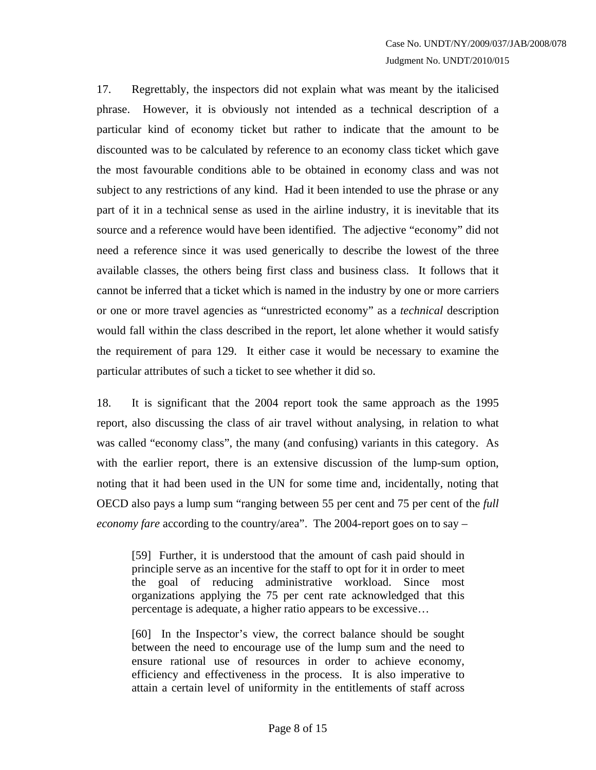17. Regrettably, the inspectors did not explain what was meant by the italicised phrase. However, it is obviously not intended as a technical description of a particular kind of economy ticket but rather to indicate that the amount to be discounted was to be calculated by reference to an economy class ticket which gave the most favourable conditions able to be obtained in economy class and was not subject to any restrictions of any kind. Had it been intended to use the phrase or any part of it in a technical sense as used in the airline industry, it is inevitable that its source and a reference would have been identified. The adjective "economy" did not need a reference since it was used generically to describe the lowest of the three available classes, the others being first class and business class. It follows that it cannot be inferred that a ticket which is named in the industry by one or more carriers or one or more travel agencies as "unrestricted economy" as a *technical* description would fall within the class described in the report, let alone whether it would satisfy the requirement of para 129. It either case it would be necessary to examine the particular attributes of such a ticket to see whether it did so.

18. It is significant that the 2004 report took the same approach as the 1995 report, also discussing the class of air travel without analysing, in relation to what was called "economy class", the many (and confusing) variants in this category. As with the earlier report, there is an extensive discussion of the lump-sum option, noting that it had been used in the UN for some time and, incidentally, noting that OECD also pays a lump sum "ranging between 55 per cent and 75 per cent of the *full economy fare* according to the country/area". The 2004-report goes on to say –

> [59] Further, it is understood that the amount of cash paid should in principle serve as an incentive for the staff to opt for it in order to meet the goal of reducing administrative workload. Since most organizations applying the 75 per cent rate acknowledged that this percentage is adequate, a higher ratio appears to be excessive…
>
> [60] In the Inspector's view, the correct balance should be sought between the need to encourage use of the lump sum and the need to ensure rational use of resources in order to achieve economy, efficiency and effectiveness in the process. It is also imperative to attain a certain level of uniformity in the entitlements of staff across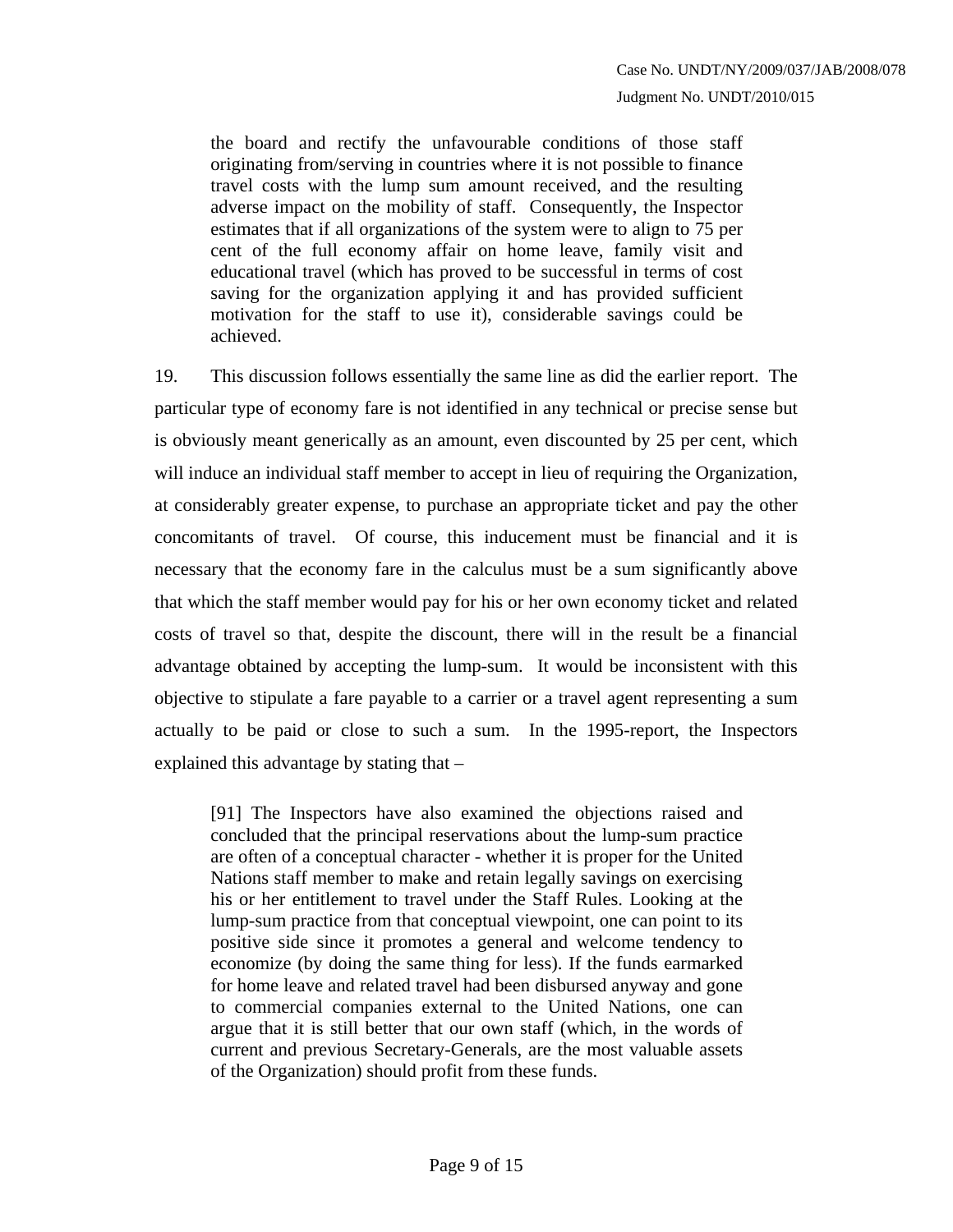> the board and rectify the unfavourable conditions of those staff originating from/serving in countries where it is not possible to finance travel costs with the lump sum amount received, and the resulting adverse impact on the mobility of staff. Consequently, the Inspector estimates that if all organizations of the system were to align to 75 per cent of the full economy affair on home leave, family visit and educational travel (which has proved to be successful in terms of cost saving for the organization applying it and has provided sufficient motivation for the staff to use it), considerable savings could be achieved.

19. This discussion follows essentially the same line as did the earlier report. The particular type of economy fare is not identified in any technical or precise sense but is obviously meant generically as an amount, even discounted by 25 per cent, which will induce an individual staff member to accept in lieu of requiring the Organization, at considerably greater expense, to purchase an appropriate ticket and pay the other concomitants of travel. Of course, this inducement must be financial and it is necessary that the economy fare in the calculus must be a sum significantly above that which the staff member would pay for his or her own economy ticket and related costs of travel so that, despite the discount, there will in the result be a financial advantage obtained by accepting the lump-sum. It would be inconsistent with this objective to stipulate a fare payable to a carrier or a travel agent representing a sum actually to be paid or close to such a sum. In the 1995-report, the Inspectors explained this advantage by stating that –

> [91] The Inspectors have also examined the objections raised and concluded that the principal reservations about the lump-sum practice are often of a conceptual character - whether it is proper for the United Nations staff member to make and retain legally savings on exercising his or her entitlement to travel under the Staff Rules. Looking at the lump-sum practice from that conceptual viewpoint, one can point to its positive side since it promotes a general and welcome tendency to economize (by doing the same thing for less). If the funds earmarked for home leave and related travel had been disbursed anyway and gone to commercial companies external to the United Nations, one can argue that it is still better that our own staff (which, in the words of current and previous Secretary-Generals, are the most valuable assets of the Organization) should profit from these funds.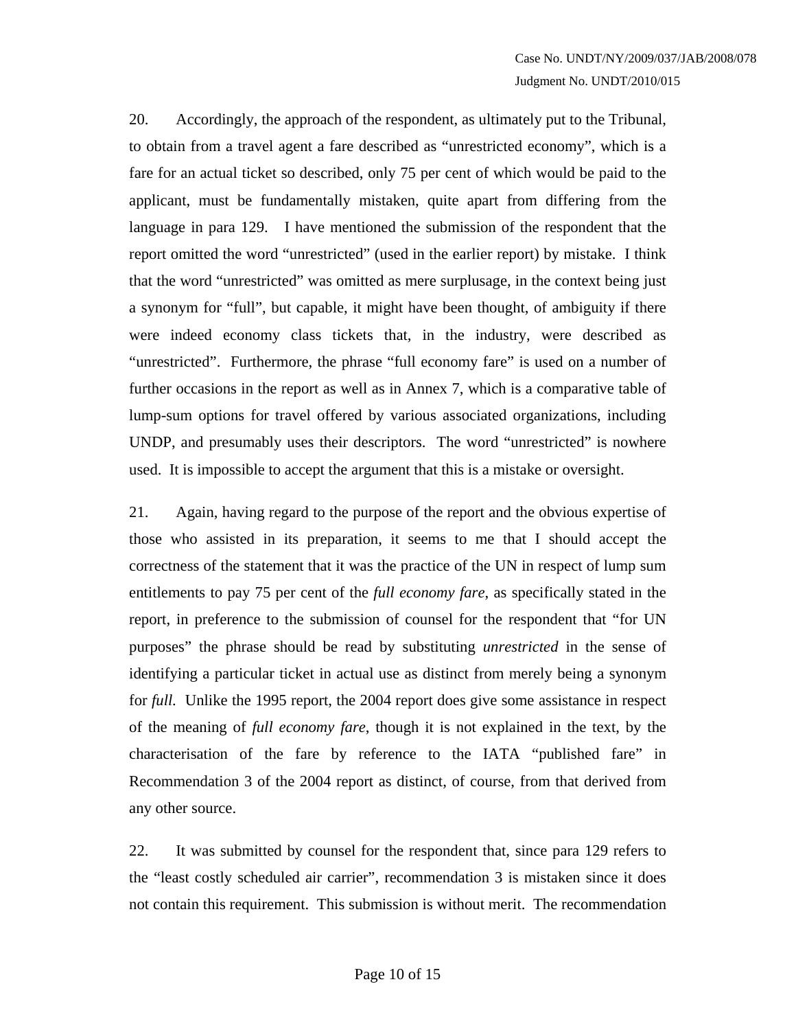20. Accordingly, the approach of the respondent, as ultimately put to the Tribunal, to obtain from a travel agent a fare described as "unrestricted economy", which is a fare for an actual ticket so described, only 75 per cent of which would be paid to the applicant, must be fundamentally mistaken, quite apart from differing from the language in para 129. I have mentioned the submission of the respondent that the report omitted the word "unrestricted" (used in the earlier report) by mistake. I think that the word "unrestricted" was omitted as mere surplusage, in the context being just a synonym for "full", but capable, it might have been thought, of ambiguity if there were indeed economy class tickets that, in the industry, were described as "unrestricted". Furthermore, the phrase "full economy fare" is used on a number of further occasions in the report as well as in Annex 7, which is a comparative table of lump-sum options for travel offered by various associated organizations, including UNDP, and presumably uses their descriptors. The word "unrestricted" is nowhere used. It is impossible to accept the argument that this is a mistake or oversight.

21. Again, having regard to the purpose of the report and the obvious expertise of those who assisted in its preparation, it seems to me that I should accept the correctness of the statement that it was the practice of the UN in respect of lump sum entitlements to pay 75 per cent of the *full economy fare*, as specifically stated in the report, in preference to the submission of counsel for the respondent that "for UN purposes" the phrase should be read by substituting *unrestricted* in the sense of identifying a particular ticket in actual use as distinct from merely being a synonym for *full*. Unlike the 1995 report, the 2004 report does give some assistance in respect of the meaning of *full economy fare*, though it is not explained in the text, by the characterisation of the fare by reference to the IATA "published fare" in Recommendation 3 of the 2004 report as distinct, of course, from that derived from any other source.

22. It was submitted by counsel for the respondent that, since para 129 refers to the "least costly scheduled air carrier", recommendation 3 is mistaken since it does not contain this requirement. This submission is without merit. The recommendation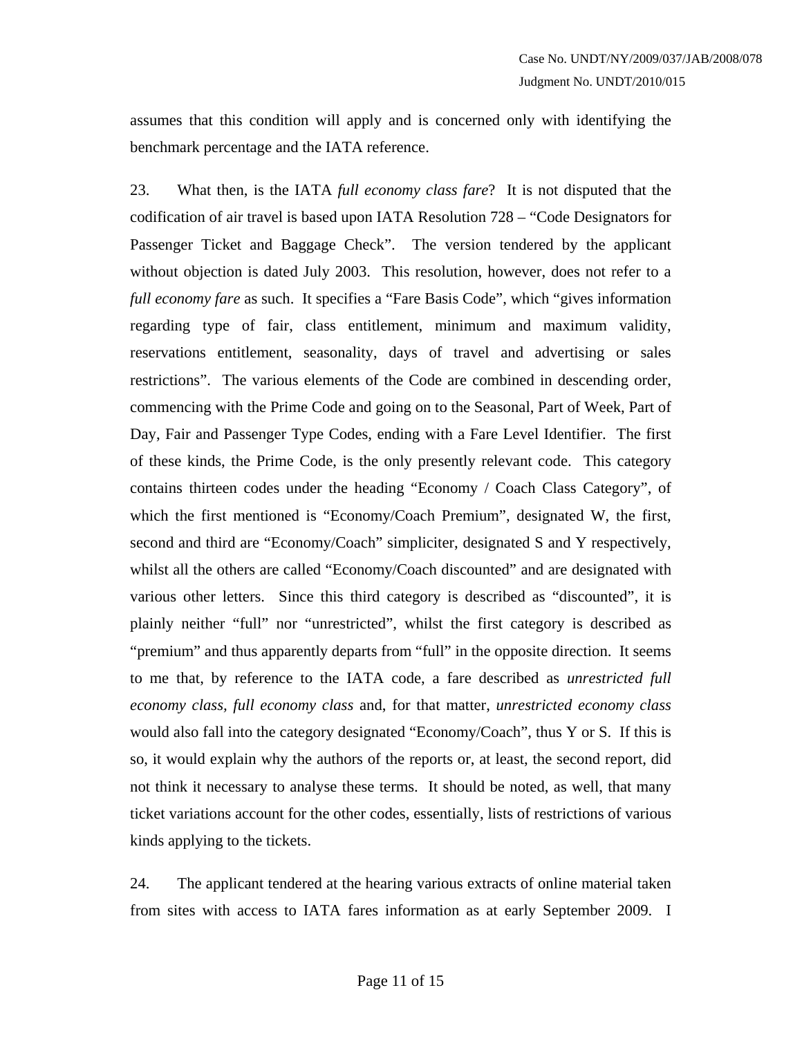assumes that this condition will apply and is concerned only with identifying the benchmark percentage and the IATA reference.

23. What then, is the IATA *full economy class fare*? It is not disputed that the codification of air travel is based upon IATA Resolution 728 – "Code Designators for Passenger Ticket and Baggage Check". The version tendered by the applicant without objection is dated July 2003. This resolution, however, does not refer to a *full economy fare* as such. It specifies a "Fare Basis Code", which "gives information regarding type of fair, class entitlement, minimum and maximum validity, reservations entitlement, seasonality, days of travel and advertising or sales restrictions". The various elements of the Code are combined in descending order, commencing with the Prime Code and going on to the Seasonal, Part of Week, Part of Day, Fair and Passenger Type Codes, ending with a Fare Level Identifier. The first of these kinds, the Prime Code, is the only presently relevant code. This category contains thirteen codes under the heading "Economy / Coach Class Category", of which the first mentioned is "Economy/Coach Premium", designated W, the first, second and third are "Economy/Coach" simpliciter, designated S and Y respectively, whilst all the others are called "Economy/Coach discounted" and are designated with various other letters. Since this third category is described as "discounted", it is plainly neither "full" nor "unrestricted", whilst the first category is described as "premium" and thus apparently departs from "full" in the opposite direction. It seems to me that, by reference to the IATA code, a fare described as *unrestricted full economy class, full economy class* and, for that matter, *unrestricted economy class* would also fall into the category designated "Economy/Coach", thus Y or S. If this is so, it would explain why the authors of the reports or, at least, the second report, did not think it necessary to analyse these terms. It should be noted, as well, that many ticket variations account for the other codes, essentially, lists of restrictions of various kinds applying to the tickets.

24. The applicant tendered at the hearing various extracts of online material taken from sites with access to IATA fares information as at early September 2009. I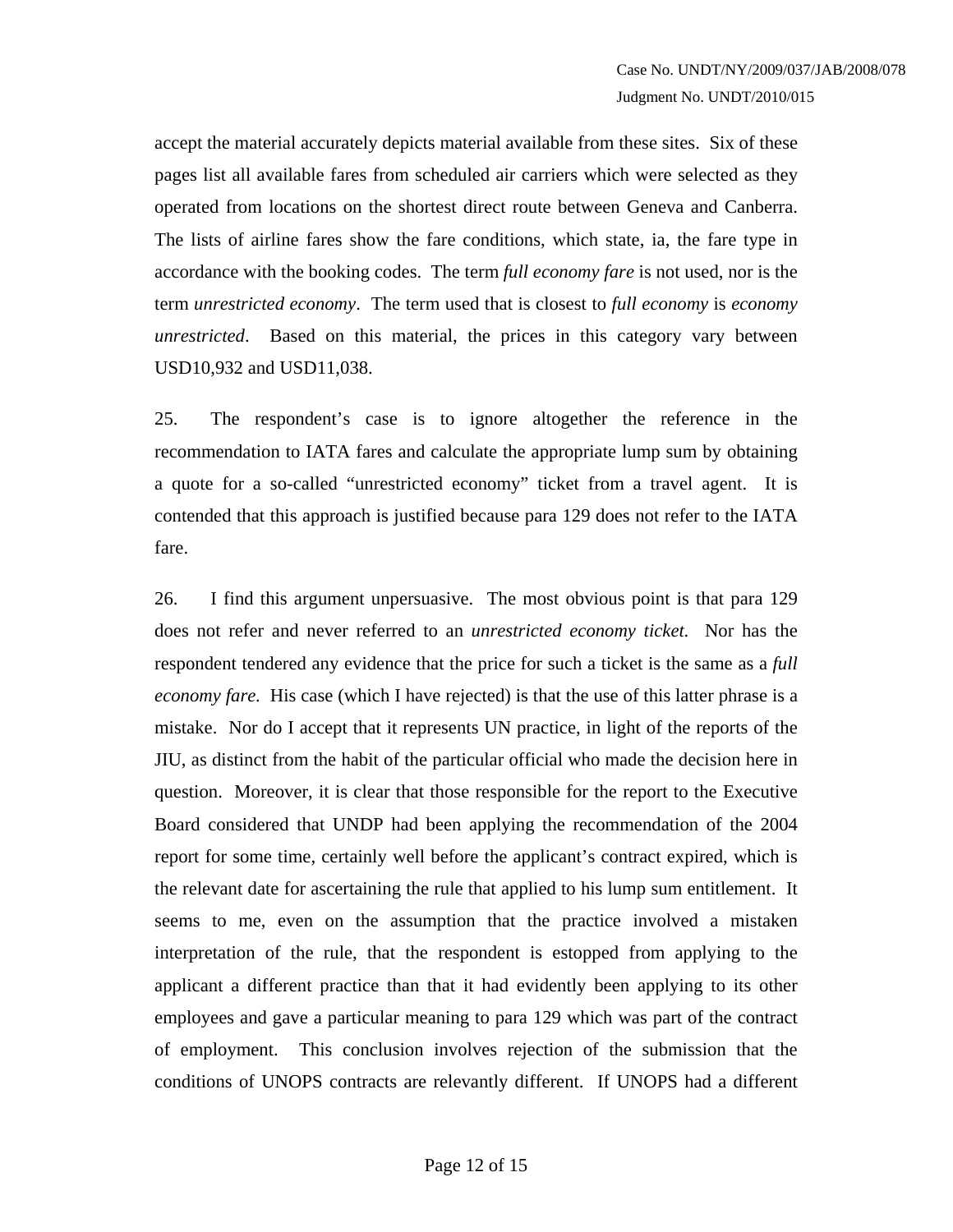accept the material accurately depicts material available from these sites. Six of these pages list all available fares from scheduled air carriers which were selected as they operated from locations on the shortest direct route between Geneva and Canberra. The lists of airline fares show the fare conditions, which state, ia, the fare type in accordance with the booking codes. The term *full economy fare* is not used, nor is the term *unrestricted economy*. The term used that is closest to *full economy* is *economy unrestricted*. Based on this material, the prices in this category vary between USD10,932 and USD11,038.

25. The respondent's case is to ignore altogether the reference in the recommendation to IATA fares and calculate the appropriate lump sum by obtaining a quote for a so-called "unrestricted economy" ticket from a travel agent. It is contended that this approach is justified because para 129 does not refer to the IATA fare.

26. I find this argument unpersuasive. The most obvious point is that para 129 does not refer and never referred to an *unrestricted economy ticket.* Nor has the respondent tendered any evidence that the price for such a ticket is the same as a *full economy fare.* His case (which I have rejected) is that the use of this latter phrase is a mistake. Nor do I accept that it represents UN practice, in light of the reports of the JIU, as distinct from the habit of the particular official who made the decision here in question. Moreover, it is clear that those responsible for the report to the Executive Board considered that UNDP had been applying the recommendation of the 2004 report for some time, certainly well before the applicant's contract expired, which is the relevant date for ascertaining the rule that applied to his lump sum entitlement. It seems to me, even on the assumption that the practice involved a mistaken interpretation of the rule, that the respondent is estopped from applying to the applicant a different practice than that it had evidently been applying to its other employees and gave a particular meaning to para 129 which was part of the contract of employment. This conclusion involves rejection of the submission that the conditions of UNOPS contracts are relevantly different. If UNOPS had a different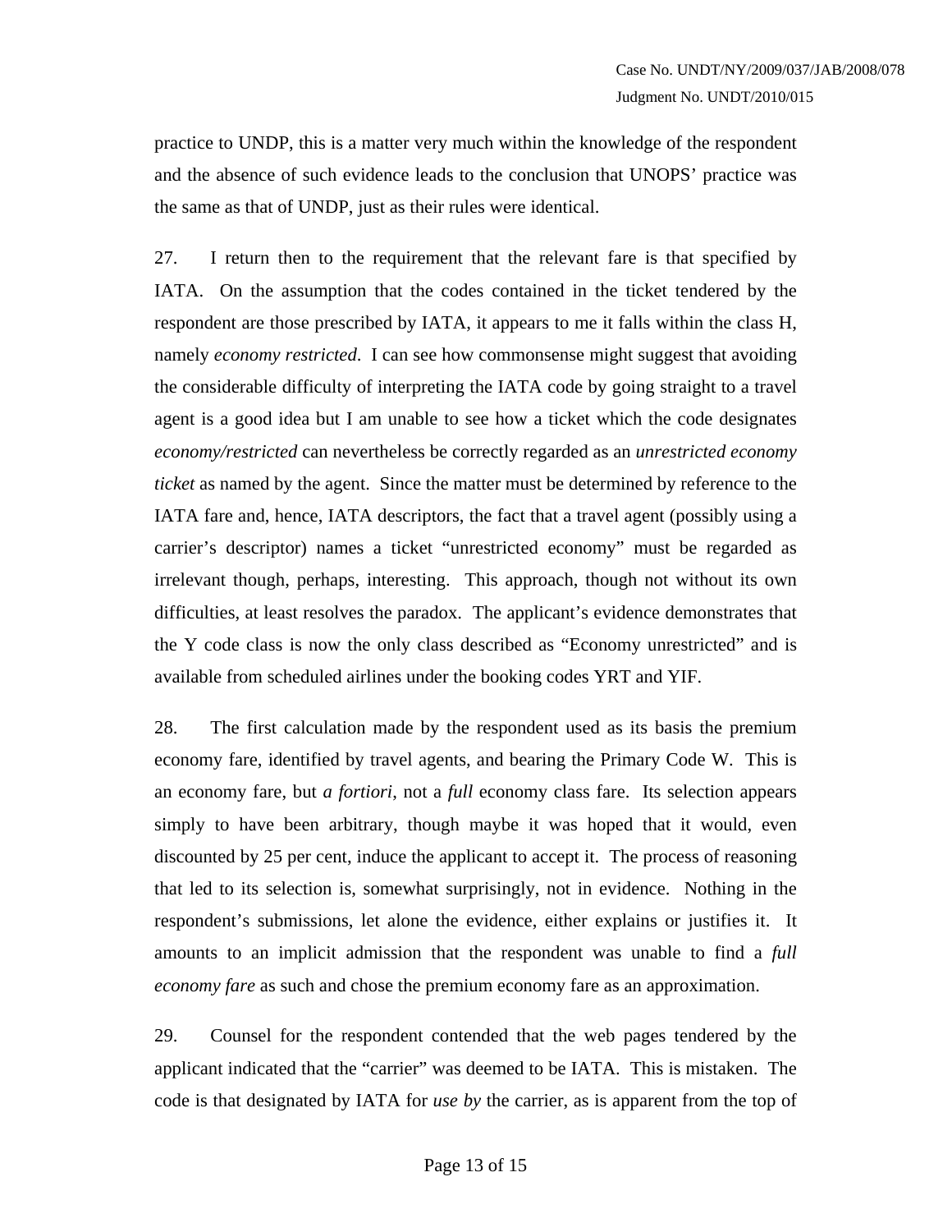practice to UNDP, this is a matter very much within the knowledge of the respondent and the absence of such evidence leads to the conclusion that UNOPS' practice was the same as that of UNDP, just as their rules were identical.

27. I return then to the requirement that the relevant fare is that specified by IATA. On the assumption that the codes contained in the ticket tendered by the respondent are those prescribed by IATA, it appears to me it falls within the class H, namely *economy restricted*. I can see how commonsense might suggest that avoiding the considerable difficulty of interpreting the IATA code by going straight to a travel agent is a good idea but I am unable to see how a ticket which the code designates *economy/restricted* can nevertheless be correctly regarded as an *unrestricted economy ticket* as named by the agent. Since the matter must be determined by reference to the IATA fare and, hence, IATA descriptors, the fact that a travel agent (possibly using a carrier's descriptor) names a ticket "unrestricted economy" must be regarded as irrelevant though, perhaps, interesting. This approach, though not without its own difficulties, at least resolves the paradox. The applicant's evidence demonstrates that the Y code class is now the only class described as "Economy unrestricted" and is available from scheduled airlines under the booking codes YRT and YIF.

28. The first calculation made by the respondent used as its basis the premium economy fare, identified by travel agents, and bearing the Primary Code W. This is an economy fare, but *a fortiori*, not a *full* economy class fare. Its selection appears simply to have been arbitrary, though maybe it was hoped that it would, even discounted by 25 per cent, induce the applicant to accept it. The process of reasoning that led to its selection is, somewhat surprisingly, not in evidence. Nothing in the respondent's submissions, let alone the evidence, either explains or justifies it. It amounts to an implicit admission that the respondent was unable to find a *full economy fare* as such and chose the premium economy fare as an approximation.

29. Counsel for the respondent contended that the web pages tendered by the applicant indicated that the "carrier" was deemed to be IATA. This is mistaken. The code is that designated by IATA for *use by* the carrier, as is apparent from the top of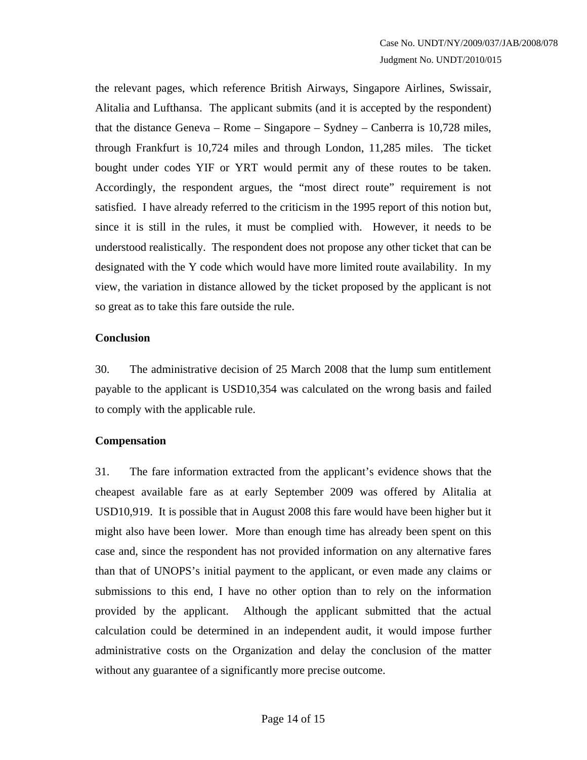the relevant pages, which reference British Airways, Singapore Airlines, Swissair, Alitalia and Lufthansa. The applicant submits (and it is accepted by the respondent) that the distance Geneva – Rome – Singapore – Sydney – Canberra is 10,728 miles, through Frankfurt is 10,724 miles and through London, 11,285 miles. The ticket bought under codes YIF or YRT would permit any of these routes to be taken. Accordingly, the respondent argues, the "most direct route" requirement is not satisfied. I have already referred to the criticism in the 1995 report of this notion but, since it is still in the rules, it must be complied with. However, it needs to be understood realistically. The respondent does not propose any other ticket that can be designated with the Y code which would have more limited route availability. In my view, the variation in distance allowed by the ticket proposed by the applicant is not so great as to take this fare outside the rule.

**Conclusion**

30. The administrative decision of 25 March 2008 that the lump sum entitlement payable to the applicant is USD10,354 was calculated on the wrong basis and failed to comply with the applicable rule.

**Compensation**

31. The fare information extracted from the applicant's evidence shows that the cheapest available fare as at early September 2009 was offered by Alitalia at USD10,919. It is possible that in August 2008 this fare would have been higher but it might also have been lower. More than enough time has already been spent on this case and, since the respondent has not provided information on any alternative fares than that of UNOPS's initial payment to the applicant, or even made any claims or submissions to this end, I have no other option than to rely on the information provided by the applicant. Although the applicant submitted that the actual calculation could be determined in an independent audit, it would impose further administrative costs on the Organization and delay the conclusion of the matter without any guarantee of a significantly more precise outcome.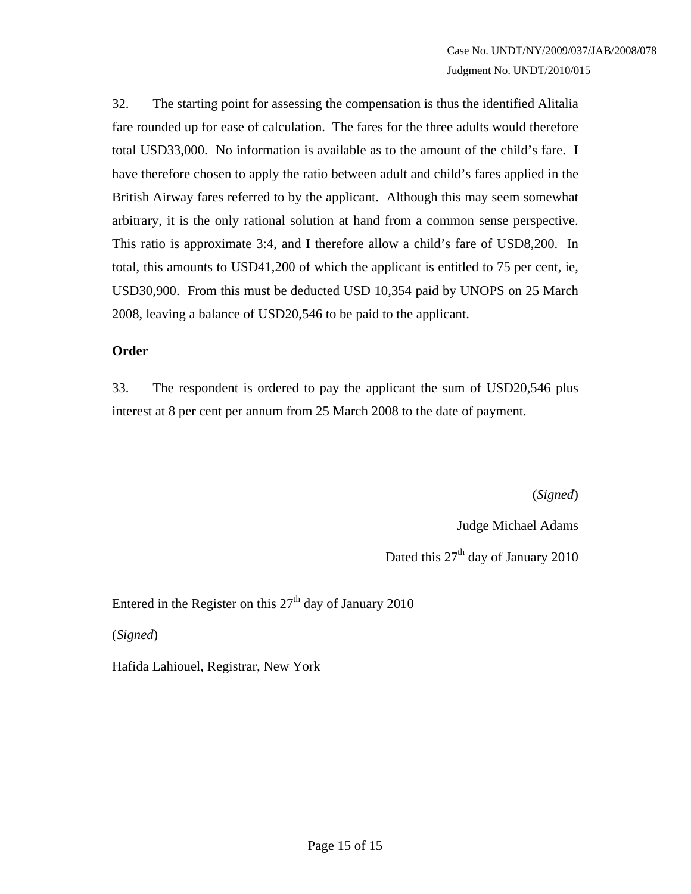32. The starting point for assessing the compensation is thus the identified Alitalia fare rounded up for ease of calculation. The fares for the three adults would therefore total USD33,000. No information is available as to the amount of the child's fare. I have therefore chosen to apply the ratio between adult and child's fares applied in the British Airway fares referred to by the applicant. Although this may seem somewhat arbitrary, it is the only rational solution at hand from a common sense perspective. This ratio is approximate 3:4, and I therefore allow a child's fare of USD8,200. In total, this amounts to USD41,200 of which the applicant is entitled to 75 per cent, ie, USD30,900. From this must be deducted USD 10,354 paid by UNOPS on 25 March 2008, leaving a balance of USD20,546 to be paid to the applicant.

**Order**

33. The respondent is ordered to pay the applicant the sum of USD20,546 plus interest at 8 per cent per annum from 25 March 2008 to the date of payment.

(*Signed*)

Judge Michael Adams

Dated this 27th day of January 2010

Entered in the Register on this 27th day of January 2010

(*Signed*)

Hafida Lahiouel, Registrar, New York